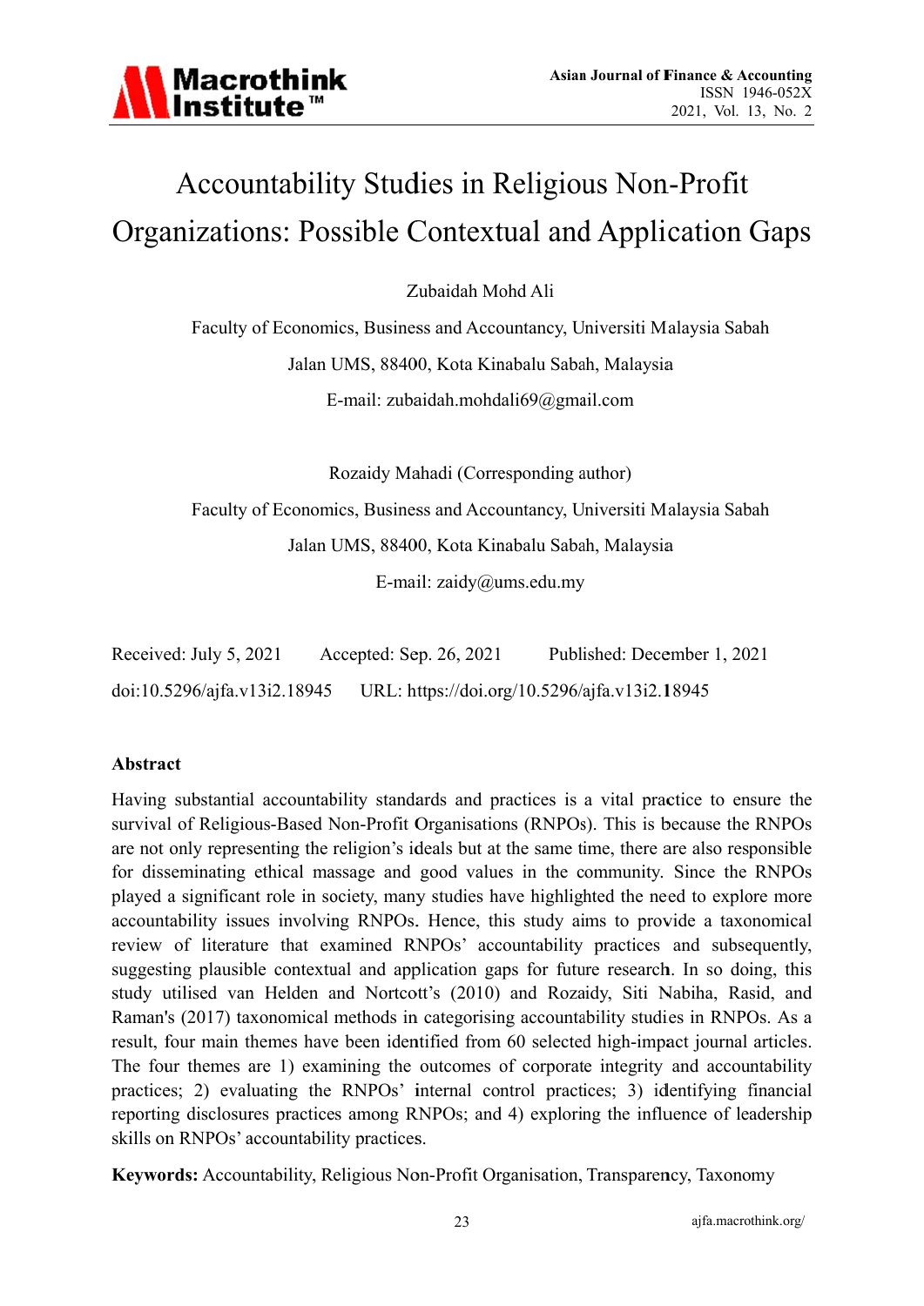# Accountability Studies in Religious Non-Profit Organizations: Possible Contextual and Application Gaps

Zubaidah Mohd Ali

Faculty of Economics, Business and Accountancy, Universiti Malaysia Sabah

Jalan UMS, 88400, Kota Kinabalu Sabah, Malaysia

E-mail: zubaidah.mohdali69@gmail.com

Rozaidy Mahadi (Corresponding author)

Faculty of Economics, Business and Accountancy, Universiti Malaysia Sabah

Jalan UMS, 88400, Kota Kinabalu Sabah, Malaysia

E-mail: zaidy@ums.edu.my

Received: July 5, 2021 Accepted: Sep. 26, 2021 Published: December 1, 2021

doi:10.5296/ajfa.v13i2.18945 URL: https://doi.org/10.5296/ajfa.v13i2.18945

## Abstract

Having substantial accountability standards and practices is a vital practice to ensure the survival of Religious-Based Non-Profit Organisations (RNPOs). This is because the RNPOs are not only representing the religion's ideals but at the same time, there are also responsible for disseminating ethical massage and good values in the community. Since the RNPOs played a significant role in society, many studies have highlighted the need to explore more accountability issues involving RNPOs. Hence, this study aims to provide a taxonomical review of literature that examined RNPOs' accountability practices and subsequently, suggesting plausible contextual and application gaps for future research. In so doing, this study utilised van Helden and Nortcott's (2010) and Rozaidy, Siti Nabiha, Rasid, and Raman's (2017) taxonomical methods in categorising accountability studies in RNPOs. As a result, four main themes have been identified from 60 selected high-impact journal articles. The four themes are 1) examining the outcomes of corporate integrity and accountability practices; 2) evaluating the RNPOs' internal control practices; 3) identifying financial reporting disclosures practices among RNPOs; and 4) exploring the influence of leadership skills on RNPOs' accountability practices.

**Keywords:** Accountability, Religious Non-Profit Organisation, Transparency, Taxonomy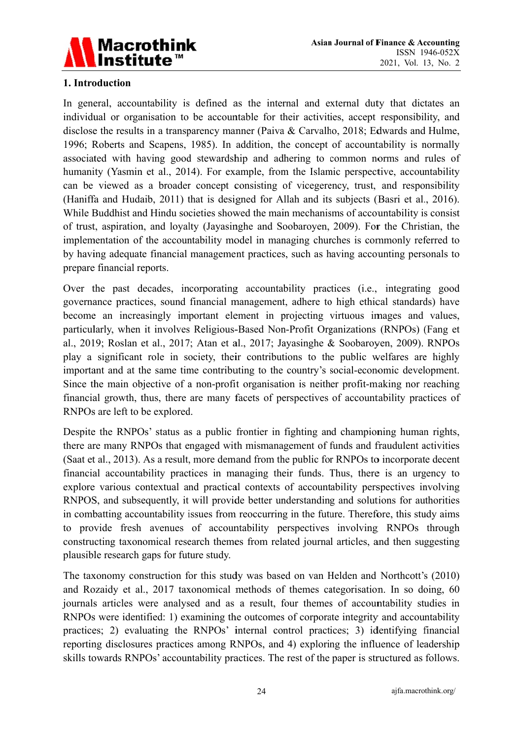## 1. Introduction

In general, accountability is defined as the internal and external duty that dictates an individual or organisation to be accountable for their activities, accept responsibility, and disclose the results in a transparency manner (Paiva & Carvalho, 2018; Edwards and Hulme, 1996; Roberts and Scapens, 1985). In addition, the concept of accountability is normally associated with having good stewardship and adhering to common norms and rules of humanity (Yasmin et al., 2014). For example, from the Islamic perspective, accountability can be viewed as a broader concept consisting of vicegerency, trust, and responsibility (Haniffa and Hudaib, 2011) that is designed for Allah and its subjects (Basri et al., 2016). While Buddhist and Hindu societies showed the main mechanisms of accountability is consist of trust, aspiration, and loyalty (Jayasinghe and Soobaroyen, 2009). For the Christian, the implementation of the accountability model in managing churches is commonly referred to by having adequate financial management practices, such as having accounting personals to prepare financial reports.

Over the past decades, incorporating accountability practices (i.e., integrating good governance practices, sound financial management, adhere to high ethical standards) have become an increasingly important element in projecting virtuous images and values, particularly, when it involves Religious-Based Non-Profit Organizations (RNPOs) (Fang et al., 2019; Roslan et al., 2017; Atan et al., 2017; Jayasinghe & Soobaroyen, 2009). RNPOs play a significant role in society, their contributions to the public welfares are highly important and at the same time contributing to the country's social-economic development. Since the main objective of a non-profit organisation is neither profit-making nor reaching financial growth, thus, there are many facets of perspectives of accountability practices of RNPOs are left to be explored.

Despite the RNPOs' status as a public frontier in fighting and championing human rights, there are many RNPOs that engaged with mismanagement of funds and fraudulent activities (Saat et al., 2013). As a result, more demand from the public for RNPOs to incorporate decent financial accountability practices in managing their funds. Thus, there is an urgency to explore various contextual and practical contexts of accountability perspectives involving RNPOS, and subsequently, it will provide better understanding and solutions for authorities in combatting accountability issues from reoccurring in the future. Therefore, this study aims to provide fresh avenues of accountability perspectives involving RNPOs through constructing taxonomical research themes from related journal articles, and then suggesting plausible research gaps for future study.

The taxonomy construction for this study was based on van Helden and Northcott's (2010) and Rozaidy et al., 2017 taxonomical methods of themes categorisation. In so doing, 60 journals articles were analysed and as a result, four themes of accountability studies in RNPOs were identified: 1) examining the outcomes of corporate integrity and accountability practices; 2) evaluating the RNPOs' internal control practices; 3) identifying financial reporting disclosures practices among RNPOs, and 4) exploring the influence of leadership skills towards RNPOs' accountability practices. The rest of the paper is structured as follows.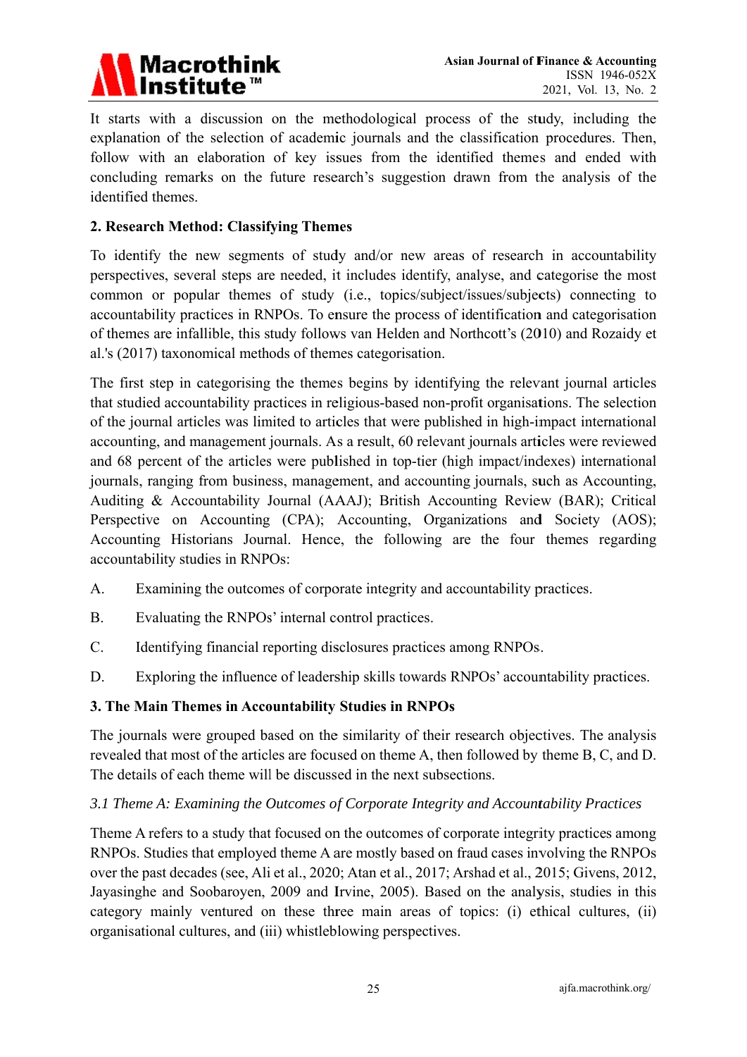It starts with a discussion on the methodological process of the study, including the explanation of the selection of academic journals and the classification procedures. Then, follow with an elaboration of key issues from the identified themes and ended with concluding remarks on the future research's suggestion drawn from the analysis of the identified themes.

## 2. Research Method: Classifying Themes

To identify the new segments of study and/or new areas of research in accountability perspectives, several steps are needed, it includes identify, analyse, and categorise the most common or popular themes of study (i.e., topics/subject/issues/subjects) connecting to accountability practices in RNPOs. To ensure the process of identification and categorisation of themes are infallible, this study follows van Helden and Northcott's (2010) and Rozaidy et al.'s (2017) taxonomical methods of themes categorisation.

The first step in categorising the themes begins by identifying the relevant journal articles that studied accountability practices in religious-based non-profit organisations. The selection of the journal articles was limited to articles that were published in high-impact international accounting, and management journals. As a result, 60 relevant journals articles were reviewed and 68 percent of the articles were published in top-tier (high impact/indexes) international journals, ranging from business, management, and accounting journals, such as Accounting, Auditing & Accountability Journal (AAAJ); British Accounting Review (BAR); Critical Perspective on Accounting (CPA); Accounting, Organizations and Society (AOS); Accounting Historians Journal. Hence, the following are the four themes regarding accountability studies in RNPOs:

A. Examining the outcomes of corporate integrity and accountability practices.

B. Evaluating the RNPOs' internal control practices.

C. Identifying financial reporting disclosures practices among RNPOs.

D. Exploring the influence of leadership skills towards RNPOs' accountability practices.

## 3. The Main Themes in Accountability Studies in RNPOs

The journals were grouped based on the similarity of their research objectives. The analysis revealed that most of the articles are focused on theme A, then followed by theme B, C, and D. The details of each theme will be discussed in the next subsections.

### *3.1 Theme A: Examining the Outcomes of Corporate Integrity and Accountability Practices*

Theme A refers to a study that focused on the outcomes of corporate integrity practices among RNPOs. Studies that employed theme A are mostly based on fraud cases involving the RNPOs over the past decades (see, Ali et al., 2020; Atan et al., 2017; Arshad et al., 2015; Givens, 2012, Jayasinghe and Soobaroyen, 2009 and Irvine, 2005). Based on the analysis, studies in this category mainly ventured on these three main areas of topics: (i) ethical cultures, (ii) organisational cultures, and (iii) whistleblowing perspectives.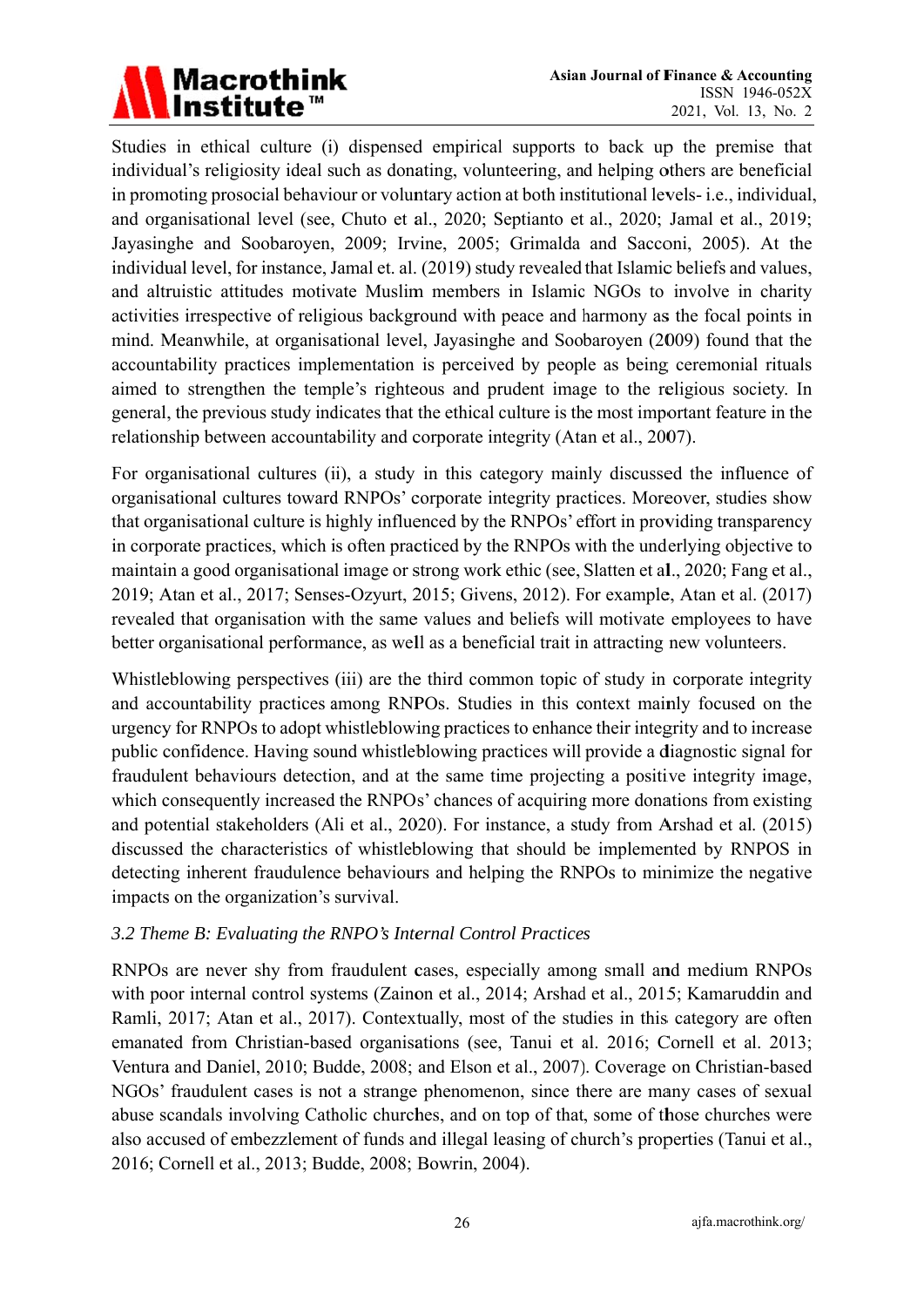Studies in ethical culture (i) dispensed empirical supports to back up the premise that individual's religiosity ideal such as donating, volunteering, and helping others are beneficial in promoting prosocial behaviour or voluntary action at both institutional levels- i.e., individual, and organisational level (see, Chuto et al., 2020; Septianto et al., 2020; Jamal et al., 2019; Jayasinghe and Soobaroyen, 2009; Irvine, 2005; Grimalda and Sacconi, 2005). At the individual level, for instance, Jamal et. al. (2019) study revealed that Islamic beliefs and values, and altruistic attitudes motivate Muslim members in Islamic NGOs to involve in charity activities irrespective of religious background with peace and harmony as the focal points in mind. Meanwhile, at organisational level, Jayasinghe and Soobaroyen (2009) found that the accountability practices implementation is perceived by people as being ceremonial rituals aimed to strengthen the temple's righteous and prudent image to the religious society. In general, the previous study indicates that the ethical culture is the most important feature in the relationship between accountability and corporate integrity (Atan et al., 2007).

For organisational cultures (ii), a study in this category mainly discussed the influence of organisational cultures toward RNPOs' corporate integrity practices. Moreover, studies show that organisational culture is highly influenced by the RNPOs' effort in providing transparency in corporate practices, which is often practiced by the RNPOs with the underlying objective to maintain a good organisational image or strong work ethic (see, Slatten et al., 2020; Fang et al., 2019; Atan et al., 2017; Senses-Ozyurt, 2015; Givens, 2012). For example, Atan et al. (2017) revealed that organisation with the same values and beliefs will motivate employees to have better organisational performance, as well as a beneficial trait in attracting new volunteers.

Whistleblowing perspectives (iii) are the third common topic of study in corporate integrity and accountability practices among RNPOs. Studies in this context mainly focused on the urgency for RNPOs to adopt whistleblowing practices to enhance their integrity and to increase public confidence. Having sound whistleblowing practices will provide a diagnostic signal for fraudulent behaviours detection, and at the same time projecting a positive integrity image, which consequently increased the RNPOs' chances of acquiring more donations from existing and potential stakeholders (Ali et al., 2020). For instance, a study from Arshad et al. (2015) discussed the characteristics of whistleblowing that should be implemented by RNPOS in detecting inherent fraudulence behaviours and helping the RNPOs to minimize the negative impacts on the organization's survival.

### *3.2 Theme B: Evaluating the RNPO's Internal Control Practices*

RNPOs are never shy from fraudulent cases, especially among small and medium RNPOs with poor internal control systems (Zainon et al., 2014; Arshad et al., 2015; Kamaruddin and Ramli, 2017; Atan et al., 2017). Contextually, most of the studies in this category are often emanated from Christian-based organisations (see, Tanui et al. 2016; Cornell et al. 2013; Ventura and Daniel, 2010; Budde, 2008; and Elson et al., 2007). Coverage on Christian-based NGOs' fraudulent cases is not a strange phenomenon, since there are many cases of sexual abuse scandals involving Catholic churches, and on top of that, some of those churches were also accused of embezzlement of funds and illegal leasing of church's properties (Tanui et al., 2016; Cornell et al., 2013; Budde, 2008; Bowrin, 2004).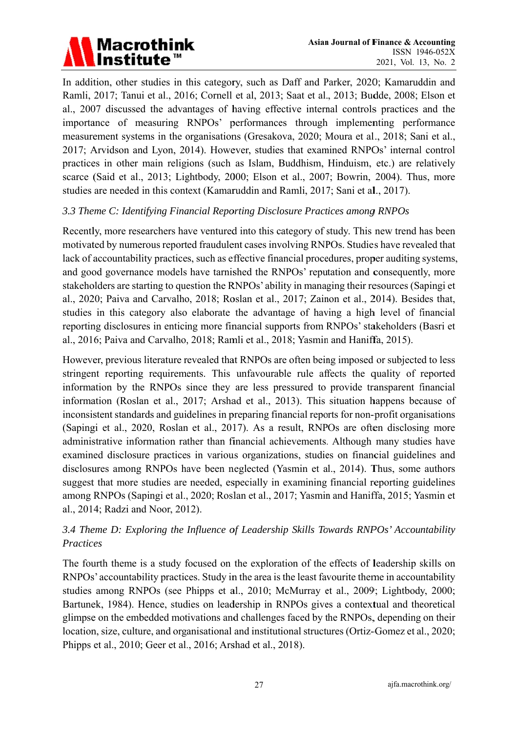In addition, other studies in this category, such as Daff and Parker, 2020; Kamaruddin and Ramli, 2017; Tanui et al., 2016; Cornell et al, 2013; Saat et al., 2013; Budde, 2008; Elson et al., 2007 discussed the advantages of having effective internal controls practices and the importance of measuring RNPOs' performances through implementing performance measurement systems in the organisations (Gresakova, 2020; Moura et al., 2018; Sani et al., 2017; Arvidson and Lyon, 2014). However, studies that examined RNPOs' internal control practices in other main religions (such as Islam, Buddhism, Hinduism, etc.) are relatively scarce (Said et al., 2013; Lightbody, 2000; Elson et al., 2007; Bowrin, 2004). Thus, more studies are needed in this context (Kamaruddin and Ramli, 2017; Sani et al., 2017).

### *3.3 Theme C: Identifying Financial Reporting Disclosure Practices among RNPOs*

Recently, more researchers have ventured into this category of study. This new trend has been motivated by numerous reported fraudulent cases involving RNPOs. Studies have revealed that lack of accountability practices, such as effective financial procedures, proper auditing systems, and good governance models have tarnished the RNPOs' reputation and consequently, more stakeholders are starting to question the RNPOs' ability in managing their resources (Sapingi et al., 2020; Paiva and Carvalho, 2018; Roslan et al., 2017; Zainon et al., 2014). Besides that, studies in this category also elaborate the advantage of having a high level of financial reporting disclosures in enticing more financial supports from RNPOs' stakeholders (Basri et al., 2016; Paiva and Carvalho, 2018; Ramli et al., 2018; Yasmin and Haniffa, 2015).

However, previous literature revealed that RNPOs are often being imposed or subjected to less stringent reporting requirements. This unfavourable rule affects the quality of reported information by the RNPOs since they are less pressured to provide transparent financial information (Roslan et al., 2017; Arshad et al., 2013). This situation happens because of inconsistent standards and guidelines in preparing financial reports for non-profit organisations (Sapingi et al., 2020, Roslan et al., 2017). As a result, RNPOs are often disclosing more administrative information rather than financial achievements. Although many studies have examined disclosure practices in various organizations, studies on financial guidelines and disclosures among RNPOs have been neglected (Yasmin et al., 2014). Thus, some authors suggest that more studies are needed, especially in examining financial reporting guidelines among RNPOs (Sapingi et al., 2020; Roslan et al., 2017; Yasmin and Haniffa, 2015; Yasmin et al., 2014; Radzi and Noor, 2012).

### *3.4 Theme D: Exploring the Influence of Leadership Skills Towards RNPOs' Accountability Practices*

The fourth theme is a study focused on the exploration of the effects of leadership skills on RNPOs' accountability practices. Study in the area is the least favourite theme in accountability studies among RNPOs (see Phipps et al., 2010; McMurray et al., 2009; Lightbody, 2000; Bartunek, 1984). Hence, studies on leadership in RNPOs gives a contextual and theoretical glimpse on the embedded motivations and challenges faced by the RNPOs, depending on their location, size, culture, and organisational and institutional structures (Ortiz-Gomez et al., 2020; Phipps et al., 2010; Geer et al., 2016; Arshad et al., 2018).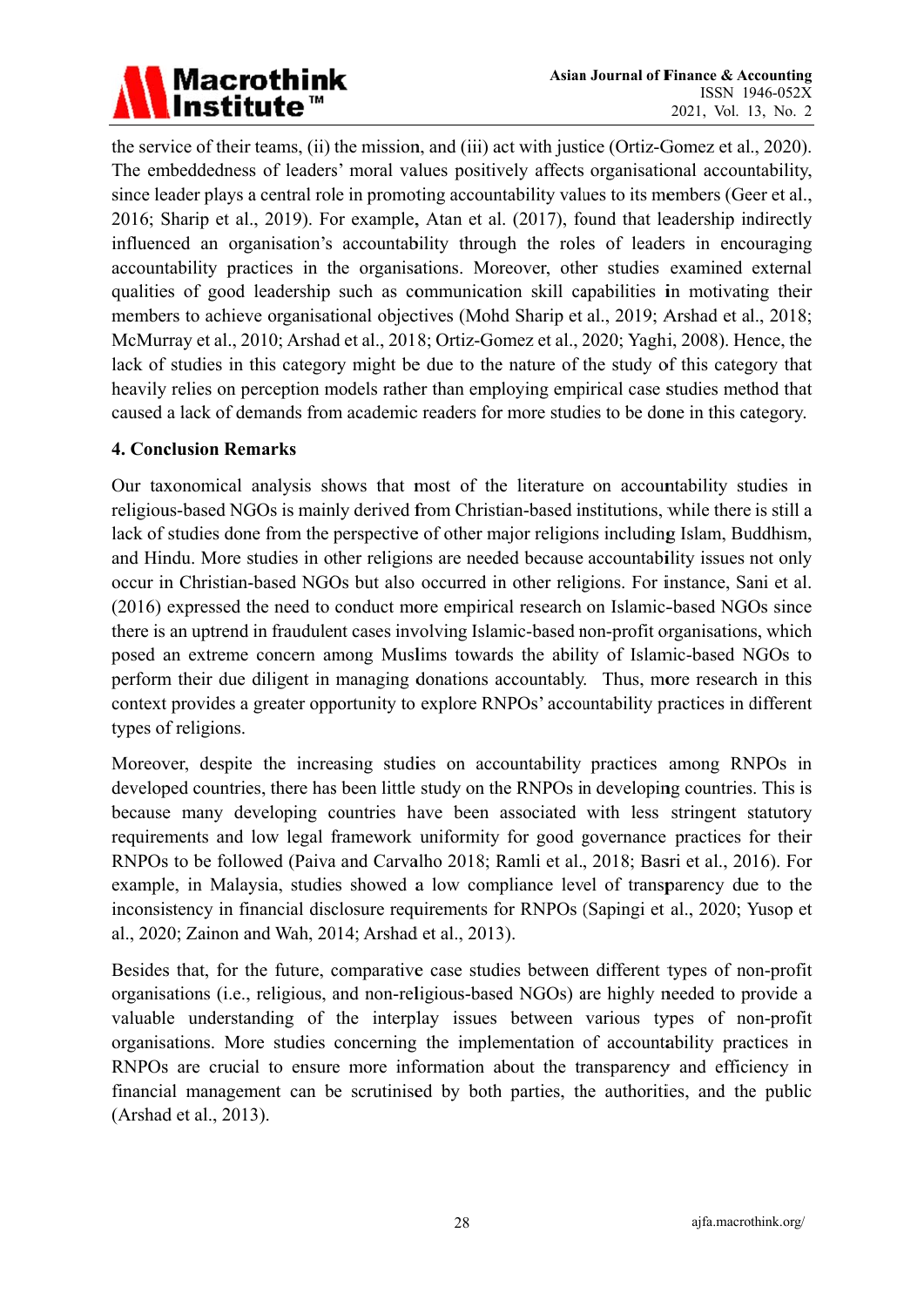the service of their teams, (ii) the mission, and (iii) act with justice (Ortiz-Gomez et al., 2020). The embeddedness of leaders' moral values positively affects organisational accountability, since leader plays a central role in promoting accountability values to its members (Geer et al., 2016; Sharip et al., 2019). For example, Atan et al. (2017), found that leadership indirectly influenced an organisation's accountability through the roles of leaders in encouraging accountability practices in the organisations. Moreover, other studies examined external qualities of good leadership such as communication skill capabilities in motivating their members to achieve organisational objectives (Mohd Sharip et al., 2019; Arshad et al., 2018; McMurray et al., 2010; Arshad et al., 2018; Ortiz-Gomez et al., 2020; Yaghi, 2008). Hence, the lack of studies in this category might be due to the nature of the study of this category that heavily relies on perception models rather than employing empirical case studies method that caused a lack of demands from academic readers for more studies to be done in this category.

## 4. Conclusion Remarks

Our taxonomical analysis shows that most of the literature on accountability studies in religious-based NGOs is mainly derived from Christian-based institutions, while there is still a lack of studies done from the perspective of other major religions including Islam, Buddhism, and Hindu. More studies in other religions are needed because accountability issues not only occur in Christian-based NGOs but also occurred in other religions. For instance, Sani et al. (2016) expressed the need to conduct more empirical research on Islamic-based NGOs since there is an uptrend in fraudulent cases involving Islamic-based non-profit organisations, which posed an extreme concern among Muslims towards the ability of Islamic-based NGOs to perform their due diligent in managing donations accountably. Thus, more research in this context provides a greater opportunity to explore RNPOs' accountability practices in different types of religions.

Moreover, despite the increasing studies on accountability practices among RNPOs in developed countries, there has been little study on the RNPOs in developing countries. This is because many developing countries have been associated with less stringent statutory requirements and low legal framework uniformity for good governance practices for their RNPOs to be followed (Paiva and Carvalho 2018; Ramli et al., 2018; Basri et al., 2016). For example, in Malaysia, studies showed a low compliance level of transparency due to the inconsistency in financial disclosure requirements for RNPOs (Sapingi et al., 2020; Yusop et al., 2020; Zainon and Wah, 2014; Arshad et al., 2013).

Besides that, for the future, comparative case studies between different types of non-profit organisations (i.e., religious, and non-religious-based NGOs) are highly needed to provide a valuable understanding of the interplay issues between various types of non-profit organisations. More studies concerning the implementation of accountability practices in RNPOs are crucial to ensure more information about the transparency and efficiency in financial management can be scrutinised by both parties, the authorities, and the public (Arshad et al., 2013).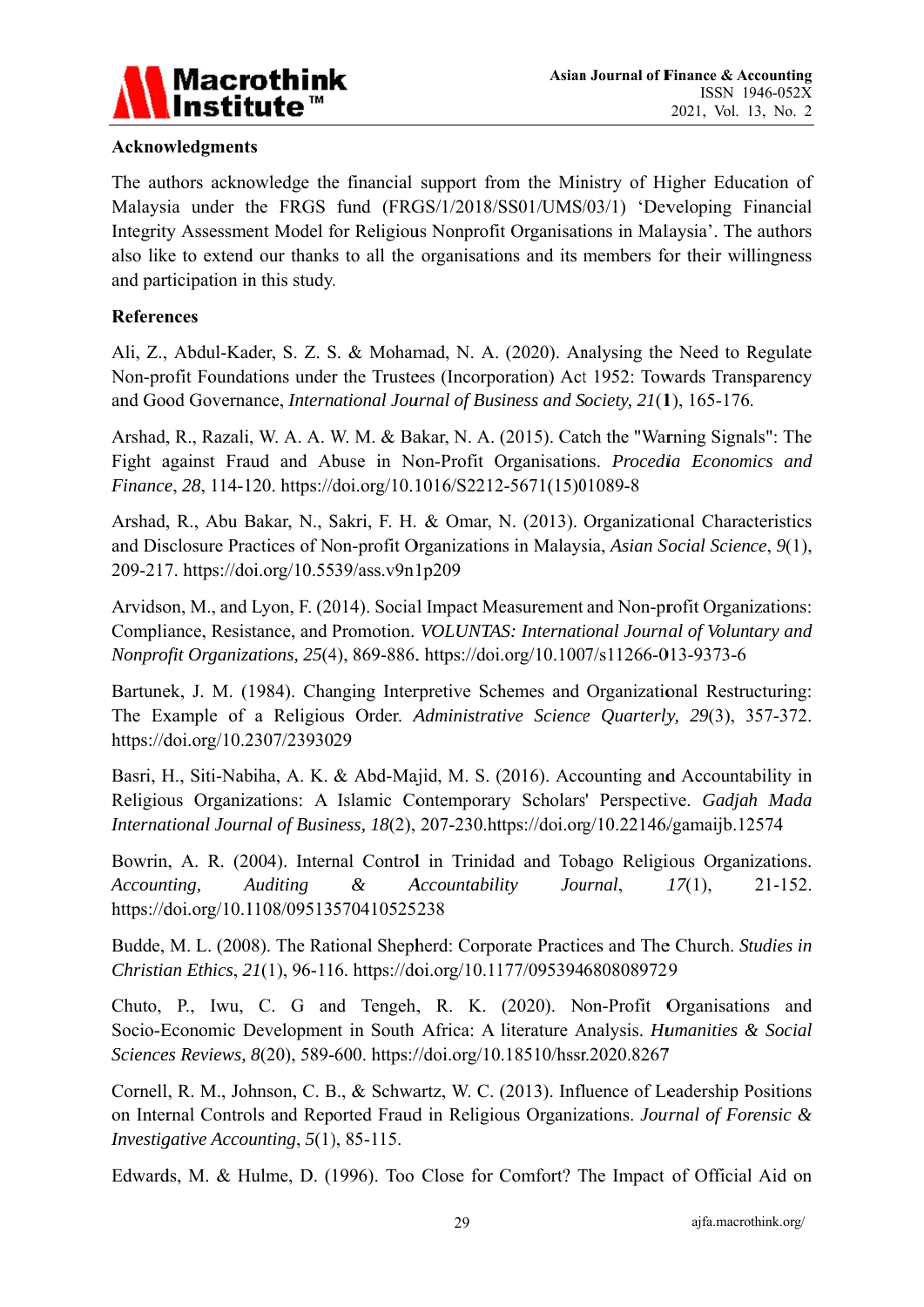## Acknowledgments

The authors acknowledge the financial support from the Ministry of Higher Education of Malaysia under the FRGS fund (FRGS/1/2018/SS01/UMS/03/1) 'Developing Financial Integrity Assessment Model for Religious Nonprofit Organisations in Malaysia'. The authors also like to extend our thanks to all the organisations and its members for their willingness and participation in this study.

## References

Ali, Z., Abdul-Kader, S. Z. S. & Mohamad, N. A. (2020). Analysing the Need to Regulate Non-profit Foundations under the Trustees (Incorporation) Act 1952: Towards Transparency and Good Governance, *International Journal of Business and Society, 21*(**1**), 165-176.

Arshad, R., Razali, W. A. A. W. M. & Bakar, N. A. (2015). Catch the "Warning Signals": The Fight against Fraud and Abuse in Non-Profit Organisations. *Procedia Economics and Finance*, *28*, 114-120. https://doi.org/10.1016/S2212-5671(15)01089-8

Arshad, R., Abu Bakar, N., Sakri, F. H. & Omar, N. (2013). Organizational Characteristics and Disclosure Practices of Non-profit Organizations in Malaysia, *Asian Social Science*, *9*(1), 209-217. https://doi.org/10.5539/ass.v9n1p209

Arvidson, M., and Lyon, F. (2014). Social Impact Measurement and Non-profit Organizations: Compliance, Resistance, and Promotion. *VOLUNTAS: International Journal of Voluntary and Nonprofit Organizations, 25*(4), 869-886. https://doi.org/10.1007/s11266-013-9373-6

Bartunek, J. M. (1984). Changing Interpretive Schemes and Organizational Restructuring: The Example of a Religious Order. *Administrative Science Quarterly, 29*(3), 357-372. https://doi.org/10.2307/2393029

Basri, H., Siti-Nabiha, A. K. & Abd-Majid, M. S. (2016). Accounting and Accountability in Religious Organizations: A Islamic Contemporary Scholars' Perspective. *Gadjah Mada International Journal of Business, 18*(2), 207-230.https://doi.org/10.22146/gamaijb.12574

Bowrin, A. R. (2004). Internal Control in Trinidad and Tobago Religious Organizations. *Accounting, Auditing & Accountability Journal*, *17*(1), 21-152. https://doi.org/10.1108/09513570410525238

Budde, M. L. (2008). The Rational Shepherd: Corporate Practices and The Church. *Studies in Christian Ethics*, *21*(1), 96-116. https://doi.org/10.1177/0953946808089729

Chuto, P., Iwu, C. G and Tengeh, R. K. (2020). Non-Profit Organisations and Socio-Economic Development in South Africa: A literature Analysis. *Humanities & Social Sciences Reviews, 8*(20), 589-600. https://doi.org/10.18510/hssr.2020.8267

Cornell, R. M., Johnson, C. B., & Schwartz, W. C. (2013). Influence of Leadership Positions on Internal Controls and Reported Fraud in Religious Organizations. *Journal of Forensic & Investigative Accounting*, *5*(1), 85-115.

Edwards, M. & Hulme, D. (1996). Too Close for Comfort? The Impact of Official Aid on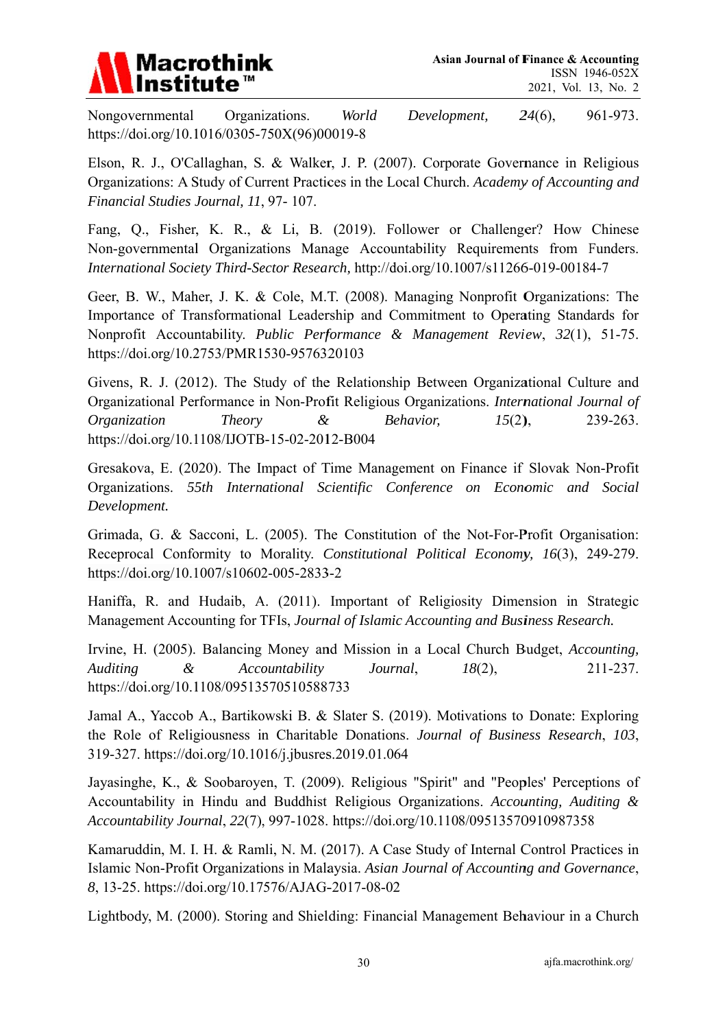Nongovernmental Organizations. *World Development, 24*(6), 961-973. https://doi.org/10.1016/0305-750X(96)00019-8

Elson, R. J., O'Callaghan, S. & Walker, J. P. (2007). Corporate Governance in Religious Organizations: A Study of Current Practices in the Local Church. *Academy of Accounting and Financial Studies Journal, 11*, 97- 107.

Fang, Q., Fisher, K. R., & Li, B. (2019). Follower or Challenger? How Chinese Non-governmental Organizations Manage Accountability Requirements from Funders. *International Society Third-Sector Research,* http://doi.org/10.1007/s11266-019-00184-7

Geer, B. W., Maher, J. K. & Cole, M.T. (2008). Managing Nonprofit Organizations: The Importance of Transformational Leadership and Commitment to Operating Standards for Nonprofit Accountability. *Public Performance & Management Review*, *32*(1), 51-75. https://doi.org/10.2753/PMR1530-9576320103

Givens, R. J. (2012). The Study of the Relationship Between Organizational Culture and Organizational Performance in Non-Profit Religious Organizations. *International Journal of Organization Theory & Behavior, 15*(2**)**, 239-263. https://doi.org/10.1108/IJOTB-15-02-2012-B004

Gresakova, E. (2020). The Impact of Time Management on Finance if Slovak Non-Profit Organizations. *55th International Scientific Conference on Economic and Social Development.*

Grimada, G. & Sacconi, L. (2005). The Constitution of the Not-For-Profit Organisation: Receprocal Conformity to Morality. *Constitutional Political Economy, 16*(3), 249-279. https://doi.org/10.1007/s10602-005-2833-2

Haniffa, R. and Hudaib, A. (2011). Important of Religiosity Dimension in Strategic Management Accounting for TFIs, *Journal of Islamic Accounting and Business Research.*

Irvine, H. (2005). Balancing Money and Mission in a Local Church Budget, *Accounting, Auditing & Accountability Journal*, *18*(2), 211-237. https://doi.org/10.1108/09513570510588733

Jamal A., Yaccob A., Bartikowski B. & Slater S. (2019). Motivations to Donate: Exploring the Role of Religiousness in Charitable Donations. *Journal of Business Research*, *103*, 319-327. https://doi.org/10.1016/j.jbusres.2019.01.064

Jayasinghe, K., & Soobaroyen, T. (2009). Religious "Spirit" and "Peoples' Perceptions of Accountability in Hindu and Buddhist Religious Organizations. *Accounting, Auditing & Accountability Journal*, *22*(7), 997-1028. https://doi.org/10.1108/09513570910987358

Kamaruddin, M. I. H. & Ramli, N. M. (2017). A Case Study of Internal Control Practices in Islamic Non-Profit Organizations in Malaysia. *Asian Journal of Accounting and Governance*, *8*, 13-25. https://doi.org/10.17576/AJAG-2017-08-02

Lightbody, M. (2000). Storing and Shielding: Financial Management Behaviour in a Church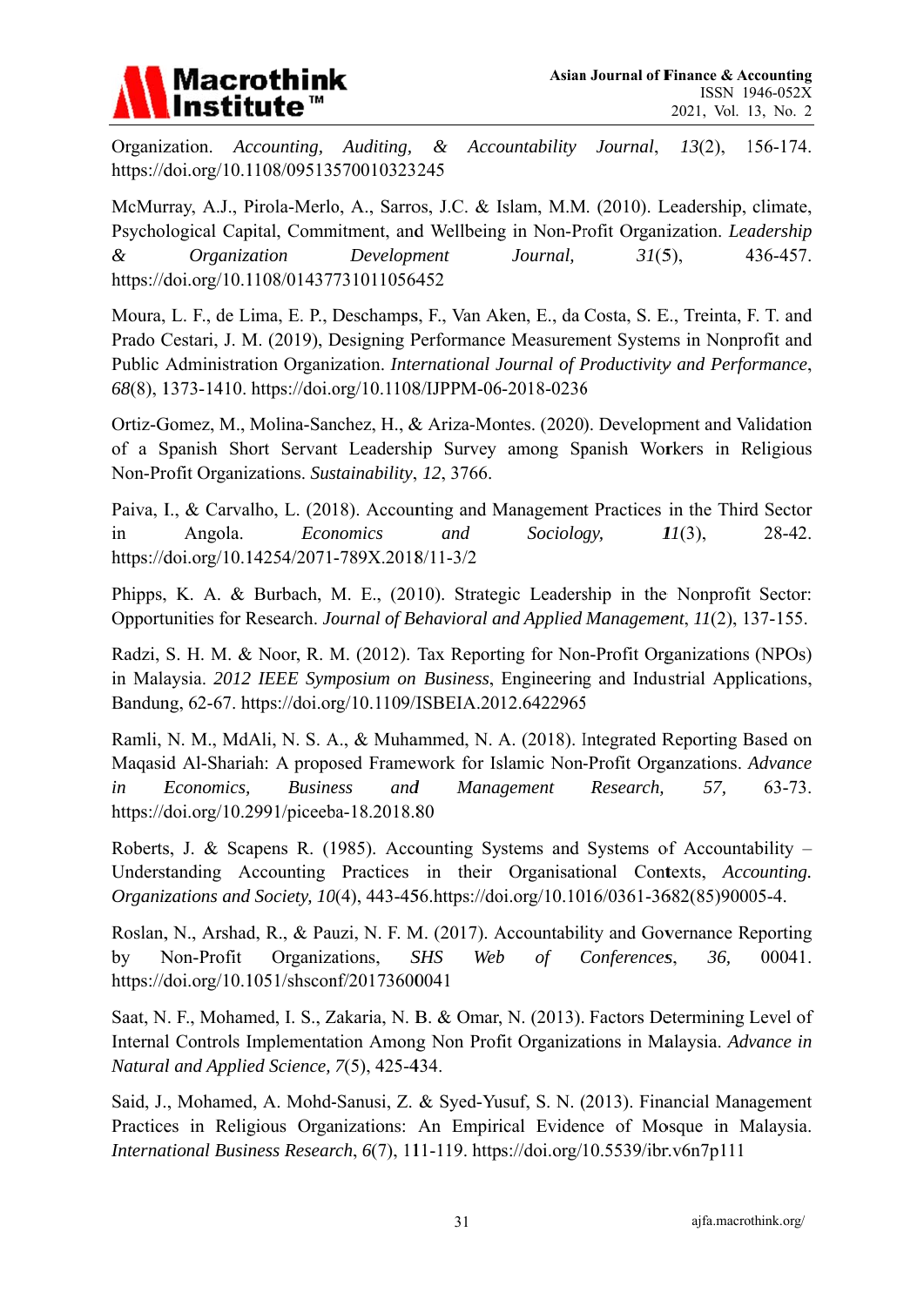Organization. *Accounting, Auditing, & Accountability Journal*, *13*(2), 156-174. https://doi.org/10.1108/09513570010323245

McMurray, A.J., Pirola-Merlo, A., Sarros, J.C. & Islam, M.M. (2010). Leadership, climate, Psychological Capital, Commitment, and Wellbeing in Non-Profit Organization. *Leadership & Organization Development Journal, 31*(5), 436-457. https://doi.org/10.1108/01437731011056452

Moura, L. F., de Lima, E. P., Deschamps, F., Van Aken, E., da Costa, S. E., Treinta, F. T. and Prado Cestari, J. M. (2019), Designing Performance Measurement Systems in Nonprofit and Public Administration Organization. *International Journal of Productivity and Performance*, *68*(8), 1373-1410. https://doi.org/10.1108/IJPPM-06-2018-0236

Ortiz-Gomez, M., Molina-Sanchez, H., & Ariza-Montes. (2020). Development and Validation of a Spanish Short Servant Leadership Survey among Spanish Workers in Religious Non-Profit Organizations. *Sustainability*, *12*, 3766.

Paiva, I., & Carvalho, L. (2018). Accounting and Management Practices in the Third Sector in Angola. *Economics and Sociology, 11*(3), 28-42. https://doi.org/10.14254/2071-789X.2018/11-3/2

Phipps, K. A. & Burbach, M. E., (2010). Strategic Leadership in the Nonprofit Sector: Opportunities for Research. *Journal of Behavioral and Applied Management*, *11*(2), 137-155.

Radzi, S. H. M. & Noor, R. M. (2012). Tax Reporting for Non-Profit Organizations (NPOs) in Malaysia. *2012 IEEE Symposium on Business*, Engineering and Industrial Applications, Bandung, 62-67. https://doi.org/10.1109/ISBEIA.2012.6422965

Ramli, N. M., MdAli, N. S. A., & Muhammed, N. A. (2018). Integrated Reporting Based on Maqasid Al-Shariah: A proposed Framework for Islamic Non-Profit Organzations. *Advance in Economics, Business and Management Research, 57,* 63-73. https://doi.org/10.2991/piceeba-18.2018.80

Roberts, J. & Scapens R. (1985). Accounting Systems and Systems of Accountability – Understanding Accounting Practices in their Organisational Contexts, *Accounting. Organizations and Society, 10*(4), 443-456.https://doi.org/10.1016/0361-3682(85)90005-4.

Roslan, N., Arshad, R., & Pauzi, N. F. M. (2017). Accountability and Governance Reporting by Non-Profit Organizations, *SHS Web of Conferences*, *36,* 00041. https://doi.org/10.1051/shsconf/20173600041

Saat, N. F., Mohamed, I. S., Zakaria, N. B. & Omar, N. (2013). Factors Determining Level of Internal Controls Implementation Among Non Profit Organizations in Malaysia. *Advance in Natural and Applied Science, 7*(5), 425-434.

Said, J., Mohamed, A. Mohd-Sanusi, Z. & Syed-Yusuf, S. N. (2013). Financial Management Practices in Religious Organizations: An Empirical Evidence of Mosque in Malaysia. *International Business Research*, *6*(7), 111-119. https://doi.org/10.5539/ibr.v6n7p111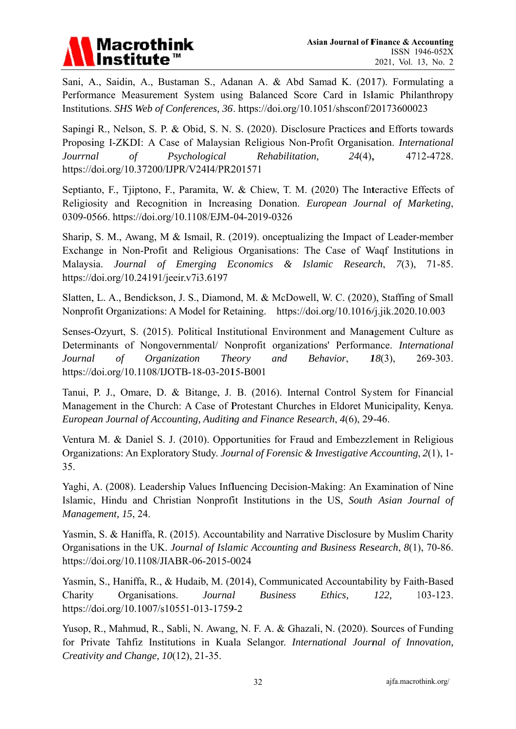Sani, A., Saidin, A., Bustaman S., Adanan A. & Abd Samad K. (2017). Formulating a Performance Measurement System using Balanced Score Card in Islamic Philanthropy Institutions. *SHS Web of Conferences, 36*. https://doi.org/10.1051/shsconf/20173600023

Sapingi R., Nelson, S. P. & Obid, S. N. S. (2020). Disclosure Practices and Efforts towards Proposing I-ZKDI: A Case of Malaysian Religious Non-Profit Organisation. *International Jourrnal of Psychological Rehabilitation, 24*(4), 4712-4728. https://doi.org/10.37200/IJPR/V24I4/PR201571

Septianto, F., Tjiptono, F., Paramita, W. & Chiew, T. M. (2020) The Interactive Effects of Religiosity and Recognition in Increasing Donation. *European Journal of Marketing*, 0309-0566. https://doi.org/10.1108/EJM-04-2019-0326

Sharip, S. M., Awang, M & Ismail, R. (2019). onceptualizing the Impact of Leader-member Exchange in Non-Profit and Religious Organisations: The Case of Waqf Institutions in Malaysia. *Journal of Emerging Economics & Islamic Research*, *7*(3), 71-85. https://doi.org/10.24191/jeeir.v7i3.6197

Slatten, L. A., Bendickson, J. S., Diamond, M. & McDowell, W. C. (2020), Staffing of Small Nonprofit Organizations: A Model for Retaining. https://doi.org/10.1016/j.jik.2020.10.003

Senses-Ozyurt, S. (2015). Political Institutional Environment and Management Culture as Determinants of Nongovernmental/ Nonprofit organizations' Performance. *International Journal of Organization Theory and Behavior*, *18*(3), 269-303. https://doi.org/10.1108/IJOTB-18-03-2015-B001

Tanui, P. J., Omare, D. & Bitange, J. B. (2016). Internal Control System for Financial Management in the Church: A Case of Protestant Churches in Eldoret Municipality, Kenya. *European Journal of Accounting, Auditing and Finance Research*, *4*(6), 29-46.

Ventura M. & Daniel S. J. (2010). Opportunities for Fraud and Embezzlement in Religious Organizations: An Exploratory Study. *Journal of Forensic & Investigative Accounting*, *2*(1), 1-35.

Yaghi, A. (2008). Leadership Values Influencing Decision-Making: An Examination of Nine Islamic, Hindu and Christian Nonprofit Institutions in the US, *South Asian Journal of Management, 15*, 24.

Yasmin, S. & Haniffa, R. (2015). Accountability and Narrative Disclosure by Muslim Charity Organisations in the UK. *Journal of Islamic Accounting and Business Research*, *8*(1), 70-86. https://doi.org/10.1108/JIABR-06-2015-0024

Yasmin, S., Haniffa, R., & Hudaib, M. (2014), Communicated Accountability by Faith-Based Charity Organisations. *Journal Business Ethics, 122,* 103-123. https://doi.org/10.1007/s10551-013-1759-2

Yusop, R., Mahmud, R., Sabli, N. Awang, N. F. A. & Ghazali, N. (2020). Sources of Funding for Private Tahfiz Institutions in Kuala Selangor. *International Journal of Innovation, Creativity and Change, 10*(12), 21-35.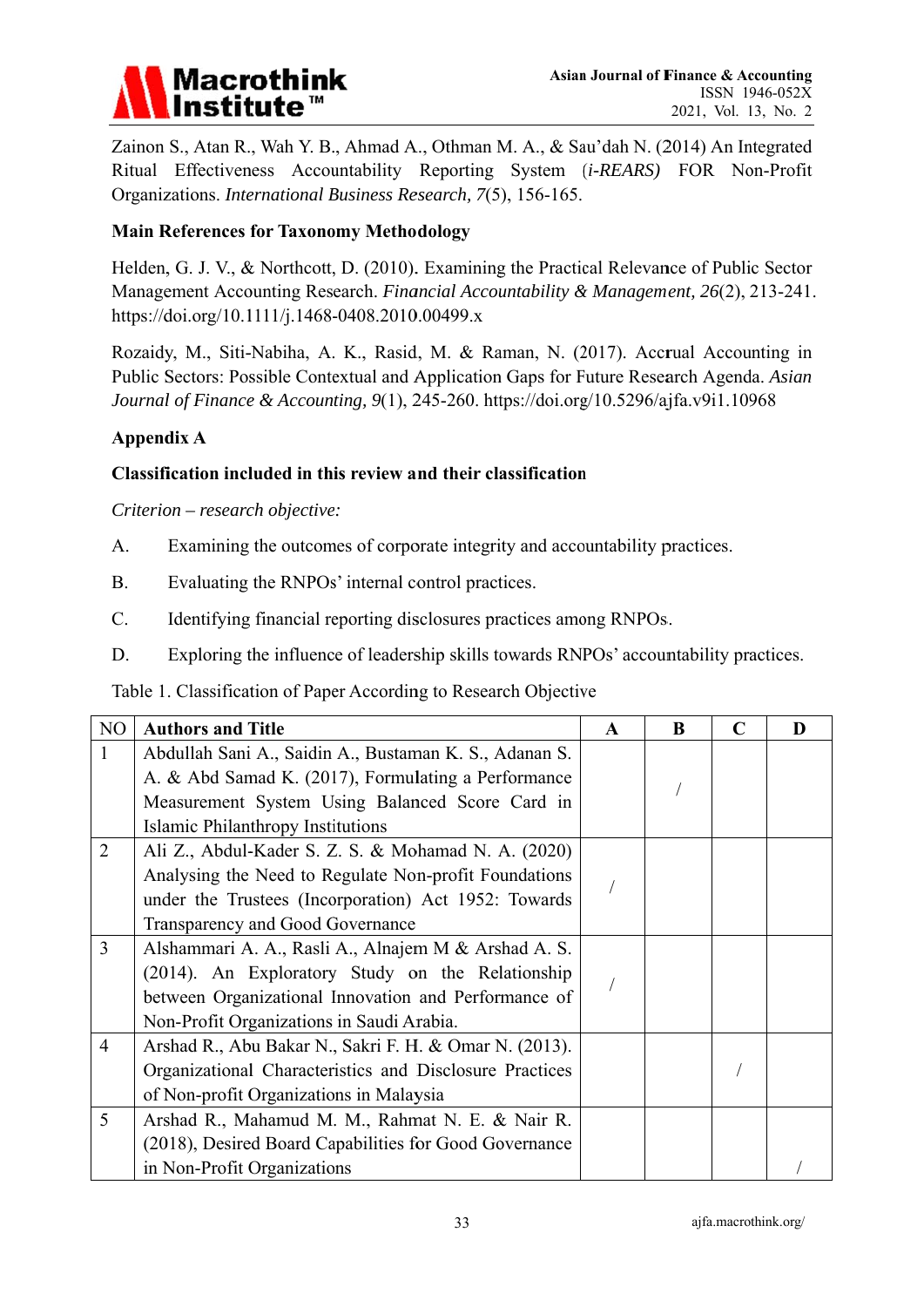Zainon S., Atan R., Wah Y. B., Ahmad A., Othman M. A., & Sau'dah N. (2014) An Integrated Ritual Effectiveness Accountability Reporting System (*i-REARS)* FOR Non-Profit Organizations. *International Business Research, 7*(5), 156-165.

**Main References for Taxonomy Methodology**

Helden, G. J. V., & Northcott, D. (2010). Examining the Practical Relevance of Public Sector Management Accounting Research. *Financial Accountability & Management, 26*(2), 213-241. https://doi.org/10.1111/j.1468-0408.2010.00499.x

Rozaidy, M., Siti-Nabiha, A. K., Rasid, M. & Raman, N. (2017). Accrual Accounting in Public Sectors: Possible Contextual and Application Gaps for Future Research Agenda. *Asian Journal of Finance & Accounting, 9*(1), 245-260. https://doi.org/10.5296/ajfa.v9i1.10968

**Appendix A**

**Classification included in this review and their classification**

*Criterion – research objective:*

A. Examining the outcomes of corporate integrity and accountability practices.

B. Evaluating the RNPOs' internal control practices.

C. Identifying financial reporting disclosures practices among RNPOs.

D. Exploring the influence of leadership skills towards RNPOs' accountability practices.

Table 1. Classification of Paper According to Research Objective

| NO | Authors and Title | A | B | C | D |
|---|---|---|---|---|---|
| 1 | Abdullah Sani A., Saidin A., Bustaman K. S., Adanan S. A. & Abd Samad K. (2017), Formulating a Performance Measurement System Using Balanced Score Card in Islamic Philanthropy Institutions | | / | | |
| 2 | Ali Z., Abdul-Kader S. Z. S. & Mohamad N. A. (2020) Analysing the Need to Regulate Non-profit Foundations under the Trustees (Incorporation) Act 1952: Towards Transparency and Good Governance | / | | | |
| 3 | Alshammari A. A., Rasli A., Alnajem M & Arshad A. S. (2014). An Exploratory Study on the Relationship between Organizational Innovation and Performance of Non-Profit Organizations in Saudi Arabia. | / | | | |
| 4 | Arshad R., Abu Bakar N., Sakri F. H. & Omar N. (2013). Organizational Characteristics and Disclosure Practices of Non-profit Organizations in Malaysia | | | / | |
| 5 | Arshad R., Mahamud M. M., Rahmat N. E. & Nair R. (2018), Desired Board Capabilities for Good Governance in Non-Profit Organizations | | | | / |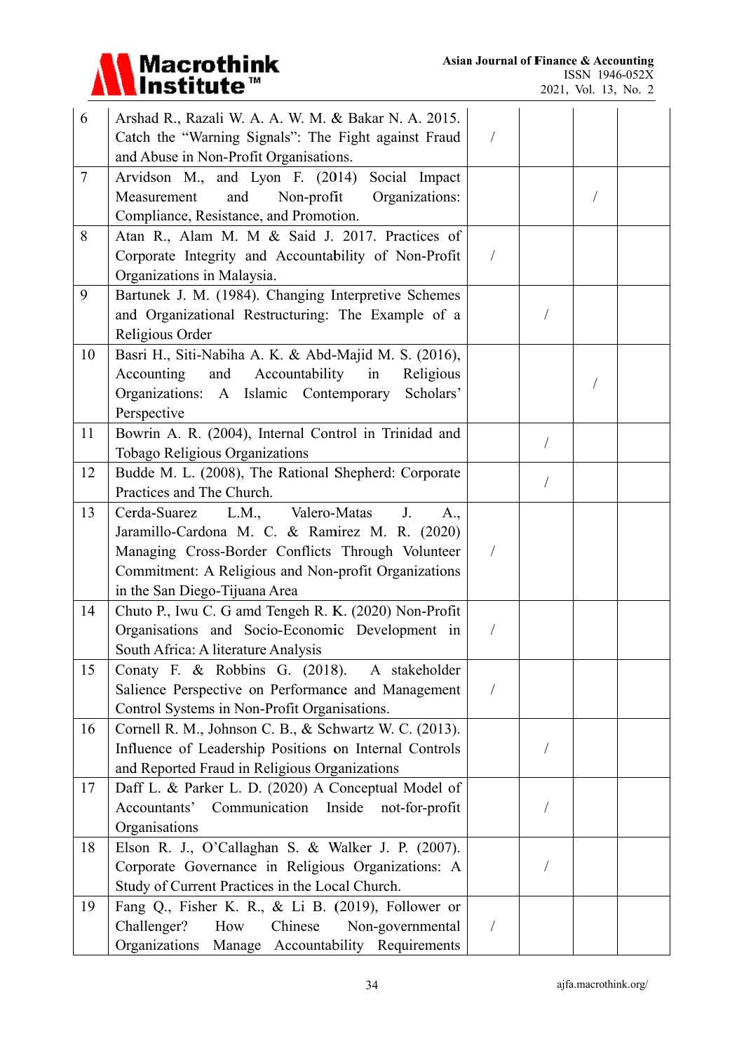| | | | | | |
|---|---|---|---|---|---|
| 6 | Arshad R., Razali W. A. A. W. M. & Bakar N. A. 2015. Catch the "Warning Signals": The Fight against Fraud and Abuse in Non-Profit Organisations. | / | | | |
| 7 | Arvidson M., and Lyon F. (2014) Social Impact Measurement and Non-profit Organizations: Compliance, Resistance, and Promotion. | | | / | |
| 8 | Atan R., Alam M. M & Said J. 2017. Practices of Corporate Integrity and Accountability of Non-Profit Organizations in Malaysia. | / | | | |
| 9 | Bartunek J. M. (1984). Changing Interpretive Schemes and Organizational Restructuring: The Example of a Religious Order | | / | | |
| 10 | Basri H., Siti-Nabiha A. K. & Abd-Majid M. S. (2016), Accounting and Accountability in Religious Organizations: A Islamic Contemporary Scholars' Perspective | | | / | |
| 11 | Bowrin A. R. (2004), Internal Control in Trinidad and Tobago Religious Organizations | | / | | |
| 12 | Budde M. L. (2008), The Rational Shepherd: Corporate Practices and The Church. | | / | | |
| 13 | Cerda-Suarez L.M., Valero-Matas J. A., Jaramillo-Cardona M. C. & Ramirez M. R. (2020) Managing Cross-Border Conflicts Through Volunteer Commitment: A Religious and Non-profit Organizations in the San Diego-Tijuana Area | / | | | |
| 14 | Chuto P., Iwu C. G amd Tengeh R. K. (2020) Non-Profit Organisations and Socio-Economic Development in South Africa: A literature Analysis | / | | | |
| 15 | Conaty F. & Robbins G. (2018). A stakeholder Salience Perspective on Performance and Management Control Systems in Non-Profit Organisations. | / | | | |
| 16 | Cornell R. M., Johnson C. B., & Schwartz W. C. (2013). Influence of Leadership Positions on Internal Controls and Reported Fraud in Religious Organizations | | / | | |
| 17 | Daff L. & Parker L. D. (2020) A Conceptual Model of Accountants' Communication Inside not-for-profit Organisations | | / | | |
| 18 | Elson R. J., O'Callaghan S. & Walker J. P. (2007). Corporate Governance in Religious Organizations: A Study of Current Practices in the Local Church. | | / | | |
| 19 | Fang Q., Fisher K. R., & Li B. (2019), Follower or Challenger? How Chinese Non-governmental Organizations Manage Accountability Requirements | / | | | |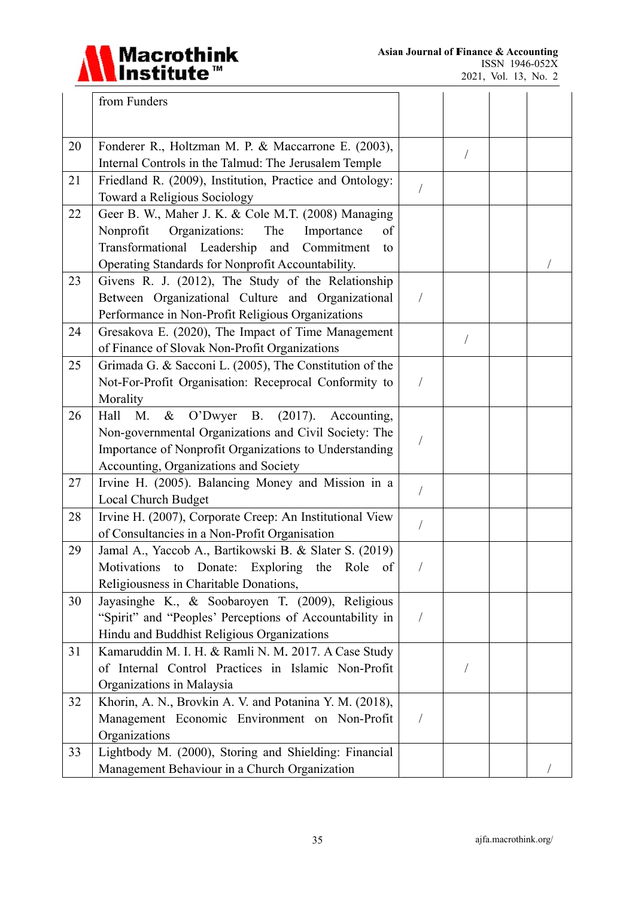| | | | | | |
|---|---|---|---|---|---|
| | from Funders | | | | |
| 20 | Fonderer R., Holtzman M. P. & Maccarrone E. (2003), Internal Controls in the Talmud: The Jerusalem Temple | | / | | |
| 21 | Friedland R. (2009), Institution, Practice and Ontology: Toward a Religious Sociology | / | | | |
| 22 | Geer B. W., Maher J. K. & Cole M.T. (2008) Managing Nonprofit Organizations: The Importance of Transformational Leadership and Commitment to Operating Standards for Nonprofit Accountability. | | | | / |
| 23 | Givens R. J. (2012), The Study of the Relationship Between Organizational Culture and Organizational Performance in Non-Profit Religious Organizations | / | | | |
| 24 | Gresakova E. (2020), The Impact of Time Management of Finance of Slovak Non-Profit Organizations | | / | | |
| 25 | Grimada G. & Sacconi L. (2005), The Constitution of the Not-For-Profit Organisation: Receprocal Conformity to Morality | / | | | |
| 26 | Hall M. & O'Dwyer B. (2017). Accounting, Non-governmental Organizations and Civil Society: The Importance of Nonprofit Organizations to Understanding Accounting, Organizations and Society | / | | | |
| 27 | Irvine H. (2005). Balancing Money and Mission in a Local Church Budget | / | | | |
| 28 | Irvine H. (2007), Corporate Creep: An Institutional View of Consultancies in a Non-Profit Organisation | / | | | |
| 29 | Jamal A., Yaccob A., Bartikowski B. & Slater S. (2019) Motivations to Donate: Exploring the Role of Religiousness in Charitable Donations, | / | | | |
| 30 | Jayasinghe K., & Soobaroyen T. (2009), Religious "Spirit" and "Peoples' Perceptions of Accountability in Hindu and Buddhist Religious Organizations | / | | | |
| 31 | Kamaruddin M. I. H. & Ramli N. M. 2017. A Case Study of Internal Control Practices in Islamic Non-Profit Organizations in Malaysia | | / | | |
| 32 | Khorin, A. N., Brovkin A. V. and Potanina Y. M. (2018), Management Economic Environment on Non-Profit Organizations | / | | | |
| 33 | Lightbody M. (2000), Storing and Shielding: Financial Management Behaviour in a Church Organization | | | | / |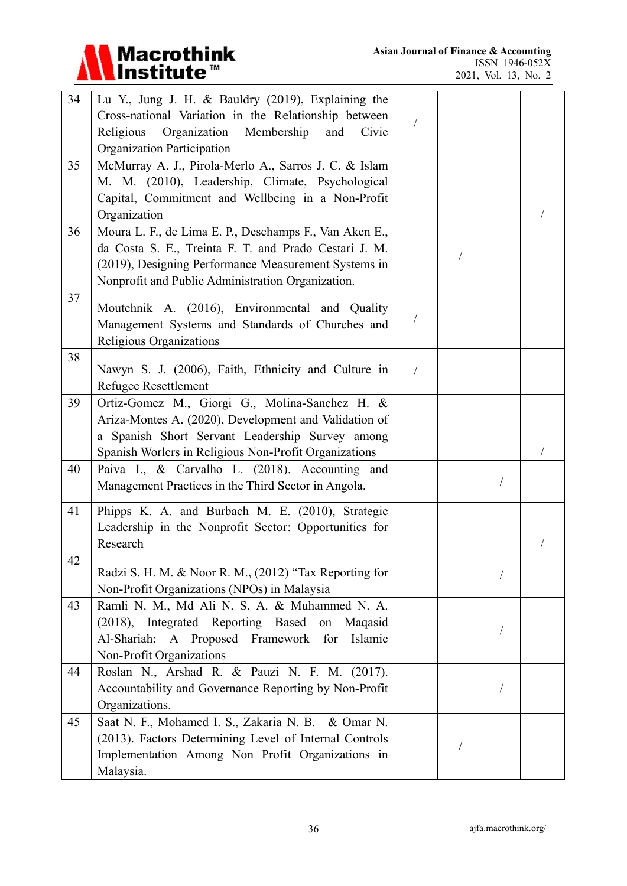| 34 | Lu Y., Jung J. H. & Bauldry (2019), Explaining the Cross-national Variation in the Relationship between Religious Organization Membership and Civic Organization Participation | / | | | |
|---|---|---|---|---|---|
| 35 | McMurray A. J., Pirola-Merlo A., Sarros J. C. & Islam M. M. (2010), Leadership, Climate, Psychological Capital, Commitment and Wellbeing in a Non-Profit Organization | | | | / |
| 36 | Moura L. F., de Lima E. P., Deschamps F., Van Aken E., da Costa S. E., Treinta F. T. and Prado Cestari J. M. (2019), Designing Performance Measurement Systems in Nonprofit and Public Administration Organization. | | / | | |
| 37 | Moutchnik A. (2016), Environmental and Quality Management Systems and Standards of Churches and Religious Organizations | / | | | |
| 38 | Nawyn S. J. (2006), Faith, Ethnicity and Culture in Refugee Resettlement | / | | | |
| 39 | Ortiz-Gomez M., Giorgi G., Molina-Sanchez H. & Ariza-Montes A. (2020), Development and Validation of a Spanish Short Servant Leadership Survey among Spanish Worlers in Religious Non-Profit Organizations | | | | / |
| 40 | Paiva I., & Carvalho L. (2018). Accounting and Management Practices in the Third Sector in Angola. | | | / | |
| 41 | Phipps K. A. and Burbach M. E. (2010), Strategic Leadership in the Nonprofit Sector: Opportunities for Research | | | | / |
| 42 | Radzi S. H. M. & Noor R. M., (2012) "Tax Reporting for Non-Profit Organizations (NPOs) in Malaysia | | | / | |
| 43 | Ramli N. M., Md Ali N. S. A. & Muhammed N. A. (2018), Integrated Reporting Based on Maqasid Al-Shariah: A Proposed Framework for Islamic Non-Profit Organizations | | | / | |
| 44 | Roslan N., Arshad R. & Pauzi N. F. M. (2017). Accountability and Governance Reporting by Non-Profit Organizations. | | | / | |
| 45 | Saat N. F., Mohamed I. S., Zakaria N. B. & Omar N. (2013). Factors Determining Level of Internal Controls Implementation Among Non Profit Organizations in Malaysia. | | / | | |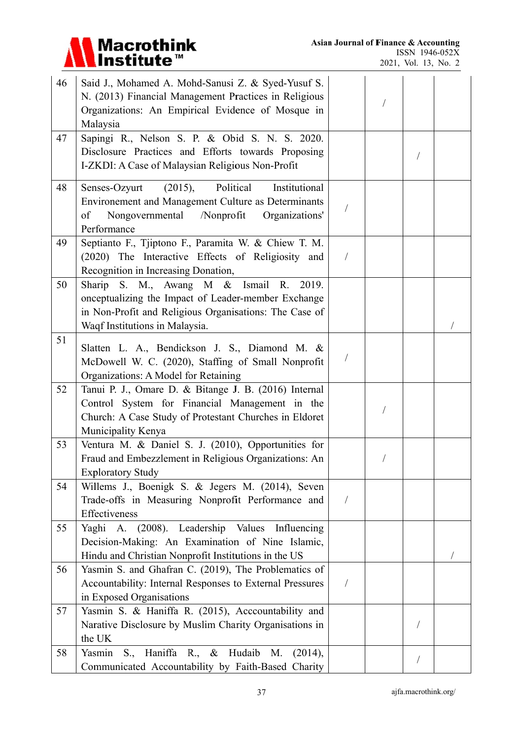| | | | | | |
|---|---|---|---|---|---|
| 46 | Said J., Mohamed A. Mohd-Sanusi Z. & Syed-Yusuf S. N. (2013) Financial Management Practices in Religious Organizations: An Empirical Evidence of Mosque in Malaysia | | / | | |
| 47 | Sapingi R., Nelson S. P. & Obid S. N. S. 2020. Disclosure Practices and Efforts towards Proposing I-ZKDI: A Case of Malaysian Religious Non-Profit | | | / | |
| 48 | Senses-Ozyurt (2015), Political Institutional Environement and Management Culture as Determinants of Nongovernmental /Nonprofit Organizations' Performance | / | | | |
| 49 | Septianto F., Tjiptono F., Paramita W. & Chiew T. M. (2020) The Interactive Effects of Religiosity and Recognition in Increasing Donation, | / | | | |
| 50 | Sharip S. M., Awang M & Ismail R. 2019. onceptualizing the Impact of Leader-member Exchange in Non-Profit and Religious Organisations: The Case of Waqf Institutions in Malaysia. | | | | / |
| 51 | Slatten L. A., Bendickson J. S., Diamond M. & McDowell W. C. (2020), Staffing of Small Nonprofit Organizations: A Model for Retaining | / | | | |
| 52 | Tanui P. J., Omare D. & Bitange J. B. (2016) Internal Control System for Financial Management in the Church: A Case Study of Protestant Churches in Eldoret Municipality Kenya | | / | | |
| 53 | Ventura M. & Daniel S. J. (2010), Opportunities for Fraud and Embezzlement in Religious Organizations: An Exploratory Study | | / | | |
| 54 | Willems J., Boenigk S. & Jegers M. (2014), Seven Trade-offs in Measuring Nonprofit Performance and Effectiveness | / | | | |
| 55 | Yaghi A. (2008). Leadership Values Influencing Decision-Making: An Examination of Nine Islamic, Hindu and Christian Nonprofit Institutions in the US | | | | / |
| 56 | Yasmin S. and Ghafran C. (2019), The Problematics of Accountability: Internal Responses to External Pressures in Exposed Organisations | / | | | |
| 57 | Yasmin S. & Haniffa R. (2015), Acccountability and Narative Disclosure by Muslim Charity Organisations in the UK | | | / | |
| 58 | Yasmin S., Haniffa R., & Hudaib M. (2014), Communicated Accountability by Faith-Based Charity | | | / | |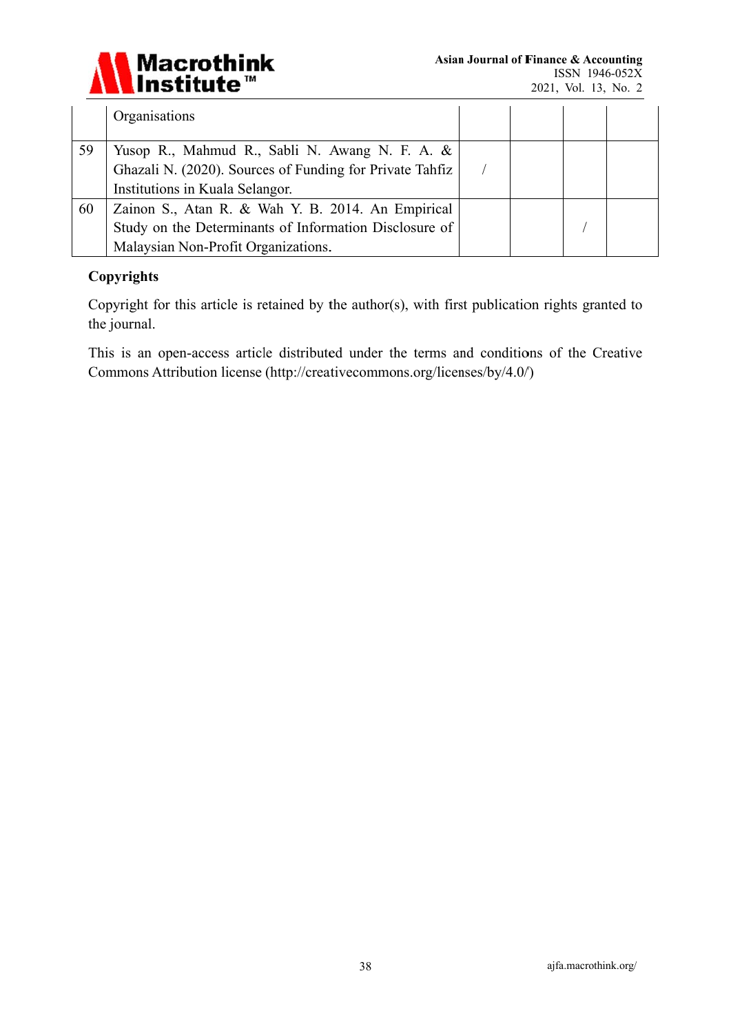| | | | | | |
|---|---|---|---|---|---|
| | Organisations | | | | |
| 59 | Yusop R., Mahmud R., Sabli N. Awang N. F. A. & Ghazali N. (2020). Sources of Funding for Private Tahfiz Institutions in Kuala Selangor. | / | | | |
| 60 | Zainon S., Atan R. & Wah Y. B. 2014. An Empirical Study on the Determinants of Information Disclosure of Malaysian Non-Profit Organizations. | | | / | |

## Copyrights

Copyright for this article is retained by the author(s), with first publication rights granted to the journal.

This is an open-access article distributed under the terms and conditions of the Creative Commons Attribution license (http://creativecommons.org/licenses/by/4.0/)